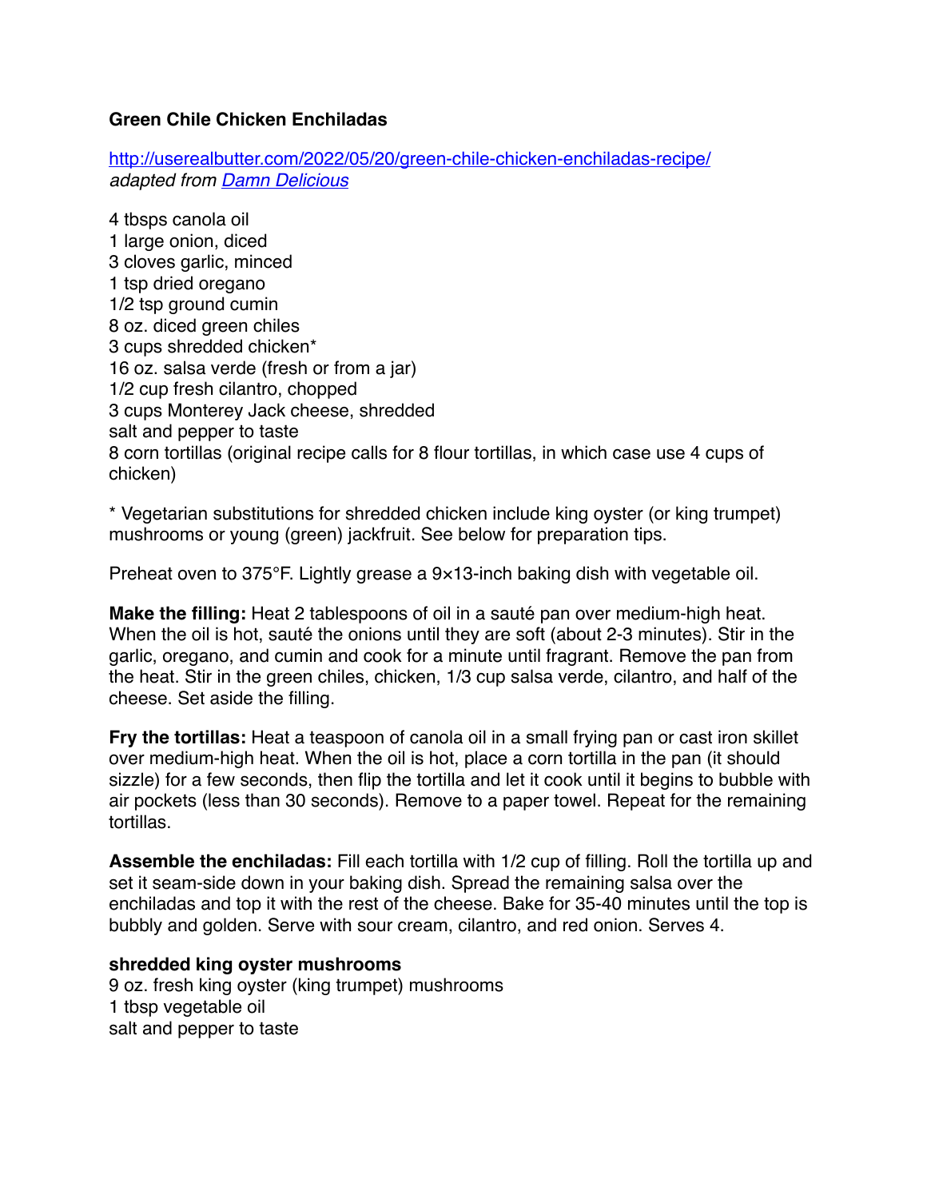# Green Chile Chicken Enchiladas

[http://userealbutter.com/2022/05/20/green-chile-chicken-enchiladas-recipe/](http://userealbutter.com/2022/05/20/green-chile-chicken-enchiladas-recipe/)
*adapted from [Damn Delicious](#)*

4 tbsps canola oil
1 large onion, diced
3 cloves garlic, minced
1 tsp dried oregano
1/2 tsp ground cumin
8 oz. diced green chiles
3 cups shredded chicken*
16 oz. salsa verde (fresh or from a jar)
1/2 cup fresh cilantro, chopped
3 cups Monterey Jack cheese, shredded
salt and pepper to taste
8 corn tortillas (original recipe calls for 8 flour tortillas, in which case use 4 cups of chicken)

* Vegetarian substitutions for shredded chicken include king oyster (or king trumpet) mushrooms or young (green) jackfruit. See below for preparation tips.

Preheat oven to 375°F. Lightly grease a 9×13-inch baking dish with vegetable oil.

**Make the filling:** Heat 2 tablespoons of oil in a sauté pan over medium-high heat. When the oil is hot, sauté the onions until they are soft (about 2-3 minutes). Stir in the garlic, oregano, and cumin and cook for a minute until fragrant. Remove the pan from the heat. Stir in the green chiles, chicken, 1/3 cup salsa verde, cilantro, and half of the cheese. Set aside the filling.

**Fry the tortillas:** Heat a teaspoon of canola oil in a small frying pan or cast iron skillet over medium-high heat. When the oil is hot, place a corn tortilla in the pan (it should sizzle) for a few seconds, then flip the tortilla and let it cook until it begins to bubble with air pockets (less than 30 seconds). Remove to a paper towel. Repeat for the remaining tortillas.

**Assemble the enchiladas:** Fill each tortilla with 1/2 cup of filling. Roll the tortilla up and set it seam-side down in your baking dish. Spread the remaining salsa over the enchiladas and top it with the rest of the cheese. Bake for 35-40 minutes until the top is bubbly and golden. Serve with sour cream, cilantro, and red onion. Serves 4.

**shredded king oyster mushrooms**
9 oz. fresh king oyster (king trumpet) mushrooms
1 tbsp vegetable oil
salt and pepper to taste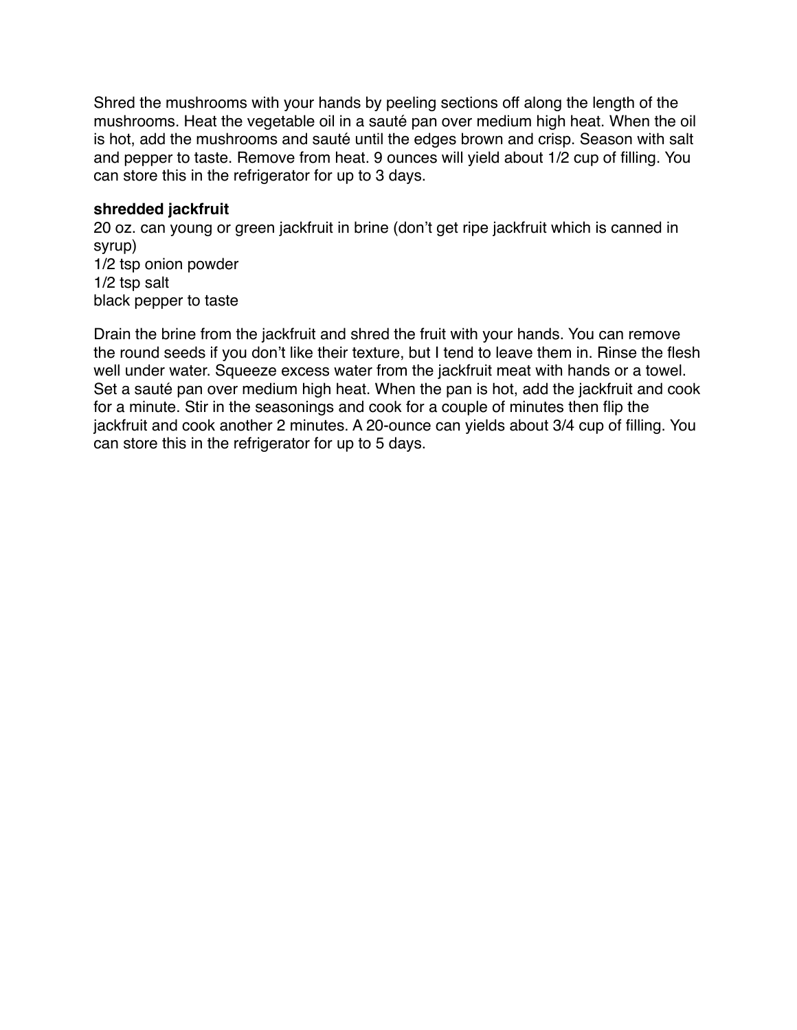Shred the mushrooms with your hands by peeling sections off along the length of the mushrooms. Heat the vegetable oil in a sauté pan over medium high heat. When the oil is hot, add the mushrooms and sauté until the edges brown and crisp. Season with salt and pepper to taste. Remove from heat. 9 ounces will yield about 1/2 cup of filling. You can store this in the refrigerator for up to 3 days.

**shredded jackfruit**

20 oz. can young or green jackfruit in brine (don't get ripe jackfruit which is canned in syrup)
1/2 tsp onion powder
1/2 tsp salt
black pepper to taste

Drain the brine from the jackfruit and shred the fruit with your hands. You can remove the round seeds if you don't like their texture, but I tend to leave them in. Rinse the flesh well under water. Squeeze excess water from the jackfruit meat with hands or a towel. Set a sauté pan over medium high heat. When the pan is hot, add the jackfruit and cook for a minute. Stir in the seasonings and cook for a couple of minutes then flip the jackfruit and cook another 2 minutes. A 20-ounce can yields about 3/4 cup of filling. You can store this in the refrigerator for up to 5 days.